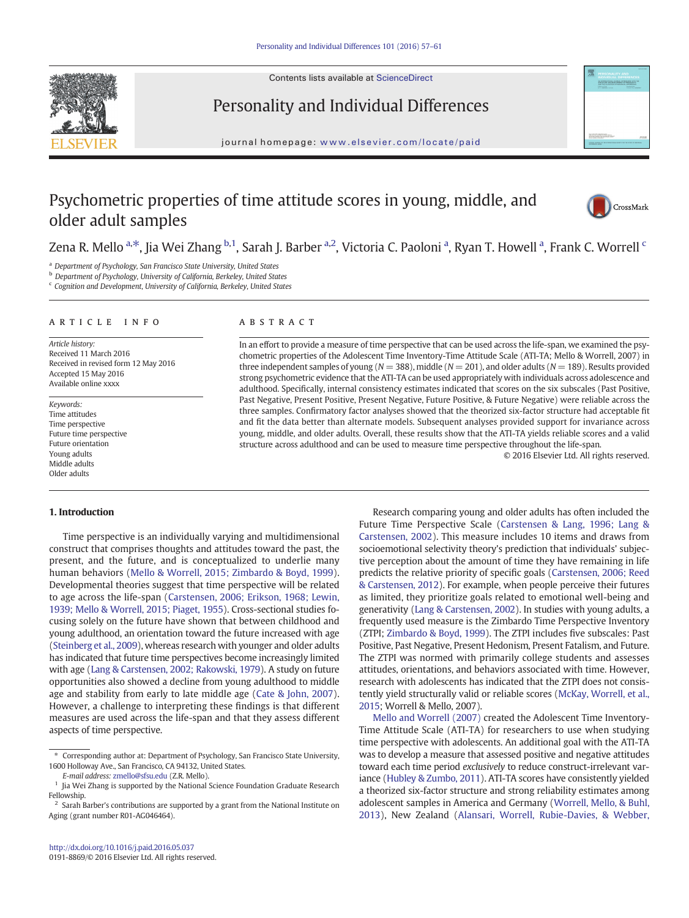# Psychometric properties of time attitude scores in young, middle, and older adult samples

Zena R. Mello [a,*], Jia Wei Zhang [b,1], Sarah J. Barber [a,2], Victoria C. Paoloni [a], Ryan T. Howell [a], Frank C. Worrell [c]

[a] Department of Psychology, San Francisco State University, United States
[b] Department of Psychology, University of California, Berkeley, United States
[c] Cognition and Development, University of California, Berkeley, United States

## ARTICLE INFO

*Article history:*
Received 11 March 2016
Received in revised form 12 May 2016
Accepted 15 May 2016
Available online xxxx

*Keywords:*
Time attitudes
Time perspective
Future time perspective
Future orientation
Young adults
Middle adults
Older adults

## ABSTRACT

In an effort to provide a measure of time perspective that can be used across the life-span, we examined the psychometric properties of the Adolescent Time Inventory-Time Attitude Scale (ATI-TA; Mello & Worrell, 2007) in three independent samples of young ($N = 388$), middle ($N = 201$), and older adults ($N = 189$). Results provided strong psychometric evidence that the ATI-TA can be used appropriately with individuals across adolescence and adulthood. Specifically, internal consistency estimates indicated that scores on the six subscales (Past Positive, Past Negative, Present Positive, Present Negative, Future Positive, & Future Negative) were reliable across the three samples. Confirmatory factor analyses showed that the theorized six-factor structure had acceptable fit and fit the data better than alternate models. Subsequent analyses provided support for invariance across young, middle, and older adults. Overall, these results show that the ATI-TA yields reliable scores and a valid structure across adulthood and can be used to measure time perspective throughout the life-span.

© 2016 Elsevier Ltd. All rights reserved.

## 1. Introduction

Time perspective is an individually varying and multidimensional construct that comprises thoughts and attitudes toward the past, the present, and the future, and is conceptualized to underlie many human behaviors (Mello & Worrell, 2015; Zimbardo & Boyd, 1999). Developmental theories suggest that time perspective will be related to age across the life-span (Carstensen, 2006; Erikson, 1968; Lewin, 1939; Mello & Worrell, 2015; Piaget, 1955). Cross-sectional studies focusing solely on the future have shown that between childhood and young adulthood, an orientation toward the future increased with age (Steinberg et al., 2009), whereas research with younger and older adults has indicated that future time perspectives become increasingly limited with age (Lang & Carstensen, 2002; Rakowski, 1979). A study on future opportunities also showed a decline from young adulthood to middle age and stability from early to late middle age (Cate & John, 2007). However, a challenge to interpreting these findings is that different measures are used across the life-span and that they assess different aspects of time perspective.

Research comparing young and older adults has often included the Future Time Perspective Scale (Carstensen & Lang, 1996; Lang & Carstensen, 2002). This measure includes 10 items and draws from socioemotional selectivity theory's prediction that individuals' subjective perception about the amount of time they have remaining in life predicts the relative priority of specific goals (Carstensen, 2006; Reed & Carstensen, 2012). For example, when people perceive their futures as limited, they prioritize goals related to emotional well-being and generativity (Lang & Carstensen, 2002). In studies with young adults, a frequently used measure is the Zimbardo Time Perspective Inventory (ZTPI; Zimbardo & Boyd, 1999). The ZTPI includes five subscales: Past Positive, Past Negative, Present Hedonism, Present Fatalism, and Future. The ZTPI was normed with primarily college students and assesses attitudes, orientations, and behaviors associated with time. However, research with adolescents has indicated that the ZTPI does not consistently yield structurally valid or reliable scores (McKay, Worrell, et al., 2015; Worrell & Mello, 2007).

Mello and Worrell (2007) created the Adolescent Time Inventory-Time Attitude Scale (ATI-TA) for researchers to use when studying time perspective with adolescents. An additional goal with the ATI-TA was to develop a measure that assessed positive and negative attitudes toward each time period *exclusively* to reduce construct-irrelevant variance (Hubley & Zumbo, 2011). ATI-TA scores have consistently yielded a theorized six-factor structure and strong reliability estimates among adolescent samples in America and Germany (Worrell, Mello, & Buhl, 2013), New Zealand (Alansari, Worrell, Rubie-Davies, & Webber,

---

* Corresponding author at: Department of Psychology, San Francisco State University, 1600 Holloway Ave., San Francisco, CA 94132, United States.
*E-mail address:* zmello@sfsu.edu (Z.R. Mello).

[1] Jia Wei Zhang is supported by the National Science Foundation Graduate Research Fellowship.

[2] Sarah Barber's contributions are supported by a grant from the National Institute on Aging (grant number R01-AG046464).

http://dx.doi.org/10.1016/j.paid.2016.05.037
0191-8869/© 2016 Elsevier Ltd. All rights reserved.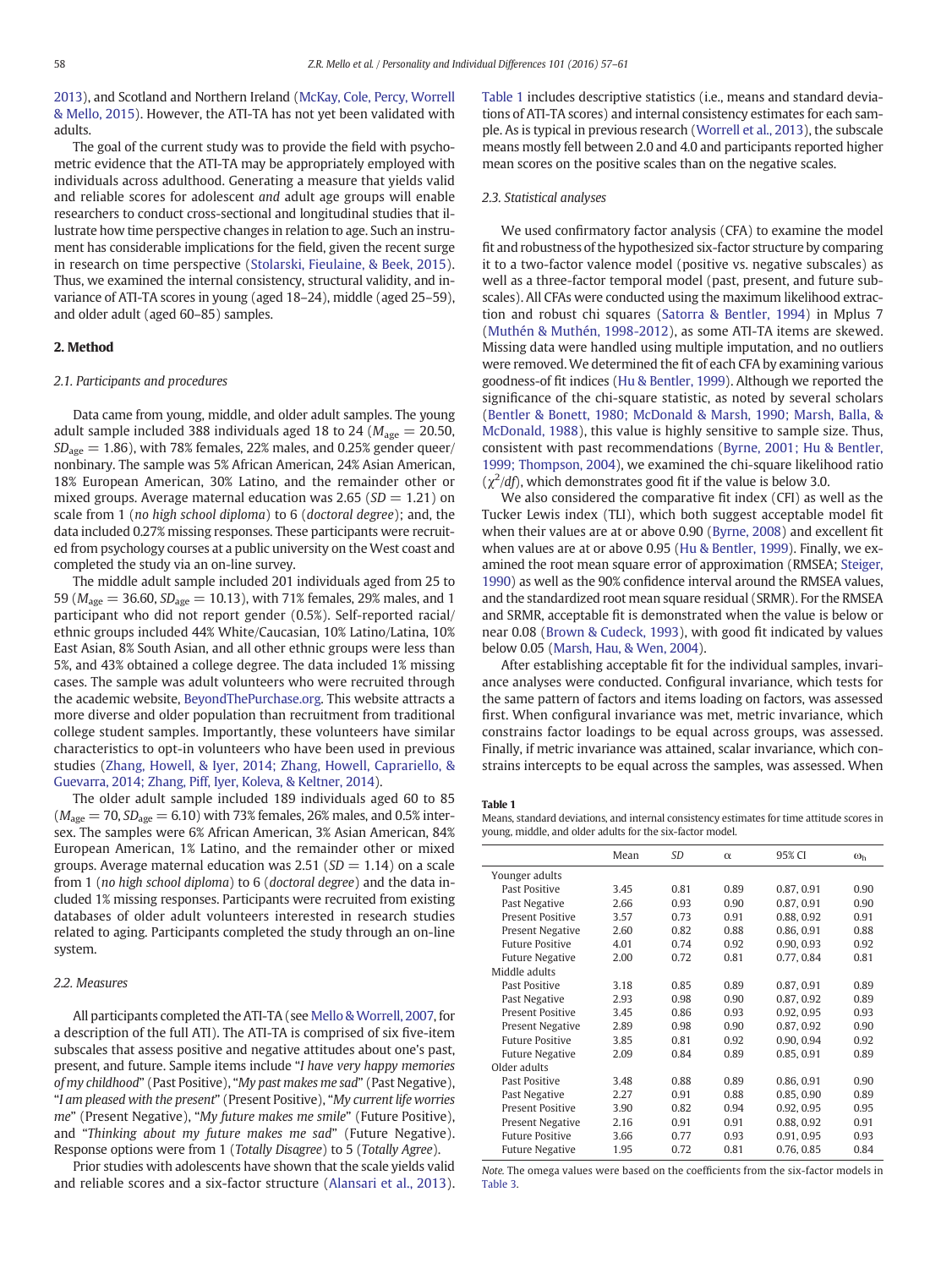2013), and Scotland and Northern Ireland (McKay, Cole, Percy, Worrell & Mello, 2015). However, the ATI-TA has not yet been validated with adults.

The goal of the current study was to provide the field with psychometric evidence that the ATI-TA may be appropriately employed with individuals across adulthood. Generating a measure that yields valid and reliable scores for adolescent *and* adult age groups will enable researchers to conduct cross-sectional and longitudinal studies that illustrate how time perspective changes in relation to age. Such an instrument has considerable implications for the field, given the recent surge in research on time perspective (Stolarski, Fieulaine, & Beek, 2015). Thus, we examined the internal consistency, structural validity, and invariance of ATI-TA scores in young (aged 18–24), middle (aged 25–59), and older adult (aged 60–85) samples.

## 2. Method

### 2.1. Participants and procedures

Data came from young, middle, and older adult samples. The young adult sample included 388 individuals aged 18 to 24 ($M_{age} = 20.50$, $SD_{age} = 1.86$), with 78% females, 22% males, and 0.25% gender queer/nonbinary. The sample was 5% African American, 24% Asian American, 18% European American, 30% Latino, and the remainder other or mixed groups. Average maternal education was 2.65 ($SD = 1.21$) on scale from 1 (*no high school diploma*) to 6 (*doctoral degree*); and, the data included 0.27% missing responses. These participants were recruited from psychology courses at a public university on the West coast and completed the study via an on-line survey.

The middle adult sample included 201 individuals aged from 25 to 59 ($M_{age} = 36.60$, $SD_{age} = 10.13$), with 71% females, 29% males, and 1 participant who did not report gender (0.5%). Self-reported racial/ethnic groups included 44% White/Caucasian, 10% Latino/Latina, 10% East Asian, 8% South Asian, and all other ethnic groups were less than 5%, and 43% obtained a college degree. The data included 1% missing cases. The sample was adult volunteers who were recruited through the academic website, BeyondThePurchase.org. This website attracts a more diverse and older population than recruitment from traditional college student samples. Importantly, these volunteers have similar characteristics to opt-in volunteers who have been used in previous studies (Zhang, Howell, & Iyer, 2014; Zhang, Howell, Caprariello, & Guevarra, 2014; Zhang, Piff, Iyer, Koleva, & Keltner, 2014).

The older adult sample included 189 individuals aged 60 to 85 ($M_{age} = 70$, $SD_{age} = 6.10$) with 73% females, 26% males, and 0.5% intersex. The samples were 6% African American, 3% Asian American, 84% European American, 1% Latino, and the remainder other or mixed groups. Average maternal education was 2.51 ($SD = 1.14$) on a scale from 1 (*no high school diploma*) to 6 (*doctoral degree*) and the data included 1% missing responses. Participants were recruited from existing databases of older adult volunteers interested in research studies related to aging. Participants completed the study through an on-line system.

### 2.2. Measures

All participants completed the ATI-TA (see Mello & Worrell, 2007, for a description of the full ATI). The ATI-TA is comprised of six five-item subscales that assess positive and negative attitudes about one's past, present, and future. Sample items include "*I have very happy memories of my childhood*" (Past Positive), "*My past makes me sad*" (Past Negative), "*I am pleased with the present*" (Present Positive), "*My current life worries me*" (Present Negative), "*My future makes me smile*" (Future Positive), and "*Thinking about my future makes me sad*" (Future Negative). Response options were from 1 (*Totally Disagree*) to 5 (*Totally Agree*).

Prior studies with adolescents have shown that the scale yields valid and reliable scores and a six-factor structure (Alansari et al., 2013). Table 1 includes descriptive statistics (i.e., means and standard deviations of ATI-TA scores) and internal consistency estimates for each sample. As is typical in previous research (Worrell et al., 2013), the subscale means mostly fell between 2.0 and 4.0 and participants reported higher mean scores on the positive scales than on the negative scales.

### 2.3. Statistical analyses

We used confirmatory factor analysis (CFA) to examine the model fit and robustness of the hypothesized six-factor structure by comparing it to a two-factor valence model (positive vs. negative subscales) as well as a three-factor temporal model (past, present, and future subscales). All CFAs were conducted using the maximum likelihood extraction and robust chi squares (Satorra & Bentler, 1994) in Mplus 7 (Muthén & Muthén, 1998-2012), as some ATI-TA items are skewed. Missing data were handled using multiple imputation, and no outliers were removed. We determined the fit of each CFA by examining various goodness-of fit indices (Hu & Bentler, 1999). Although we reported the significance of the chi-square statistic, as noted by several scholars (Bentler & Bonett, 1980; McDonald & Marsh, 1990; Marsh, Balla, & McDonald, 1988), this value is highly sensitive to sample size. Thus, consistent with past recommendations (Byrne, 2001; Hu & Bentler, 1999; Thompson, 2004), we examined the chi-square likelihood ratio ($\chi^2/df$), which demonstrates good fit if the value is below 3.0.

We also considered the comparative fit index (CFI) as well as the Tucker Lewis index (TLI), which both suggest acceptable model fit when their values are at or above 0.90 (Byrne, 2008) and excellent fit when values are at or above 0.95 (Hu & Bentler, 1999). Finally, we examined the root mean square error of approximation (RMSEA; Steiger, 1990) as well as the 90% confidence interval around the RMSEA values, and the standardized root mean square residual (SRMR). For the RMSEA and SRMR, acceptable fit is demonstrated when the value is below or near 0.08 (Brown & Cudeck, 1993), with good fit indicated by values below 0.05 (Marsh, Hau, & Wen, 2004).

After establishing acceptable fit for the individual samples, invariance analyses were conducted. Configural invariance, which tests for the same pattern of factors and items loading on factors, was assessed first. When configural invariance was met, metric invariance, which constrains factor loadings to be equal across groups, was assessed. Finally, if metric invariance was attained, scalar invariance, which constrains intercepts to be equal across the samples, was assessed. When

**Table 1**
Means, standard deviations, and internal consistency estimates for time attitude scores in young, middle, and older adults for the six-factor model.

| | Mean | *SD* | α | 95% CI | $\omega_h$ |
|---|---|---|---|---|---|
| Younger adults | | | | | |
| Past Positive | 3.45 | 0.81 | 0.89 | 0.87, 0.91 | 0.90 |
| Past Negative | 2.66 | 0.93 | 0.90 | 0.87, 0.91 | 0.90 |
| Present Positive | 3.57 | 0.73 | 0.91 | 0.88, 0.92 | 0.91 |
| Present Negative | 2.60 | 0.82 | 0.88 | 0.86, 0.91 | 0.88 |
| Future Positive | 4.01 | 0.74 | 0.92 | 0.90, 0.93 | 0.92 |
| Future Negative | 2.00 | 0.72 | 0.81 | 0.77, 0.84 | 0.81 |
| Middle adults | | | | | |
| Past Positive | 3.18 | 0.85 | 0.89 | 0.87, 0.91 | 0.89 |
| Past Negative | 2.93 | 0.98 | 0.90 | 0.87, 0.92 | 0.89 |
| Present Positive | 3.45 | 0.86 | 0.93 | 0.92, 0.95 | 0.93 |
| Present Negative | 2.89 | 0.98 | 0.90 | 0.87, 0.92 | 0.90 |
| Future Positive | 3.85 | 0.81 | 0.92 | 0.90, 0.94 | 0.92 |
| Future Negative | 2.09 | 0.84 | 0.89 | 0.85, 0.91 | 0.89 |
| Older adults | | | | | |
| Past Positive | 3.48 | 0.88 | 0.89 | 0.86, 0.91 | 0.90 |
| Past Negative | 2.27 | 0.91 | 0.88 | 0.85, 0.90 | 0.89 |
| Present Positive | 3.90 | 0.82 | 0.94 | 0.92, 0.95 | 0.95 |
| Present Negative | 2.16 | 0.91 | 0.91 | 0.88, 0.92 | 0.91 |
| Future Positive | 3.66 | 0.77 | 0.93 | 0.91, 0.95 | 0.93 |
| Future Negative | 1.95 | 0.72 | 0.81 | 0.76, 0.85 | 0.84 |

*Note.* The omega values were based on the coefficients from the six-factor models in Table 3.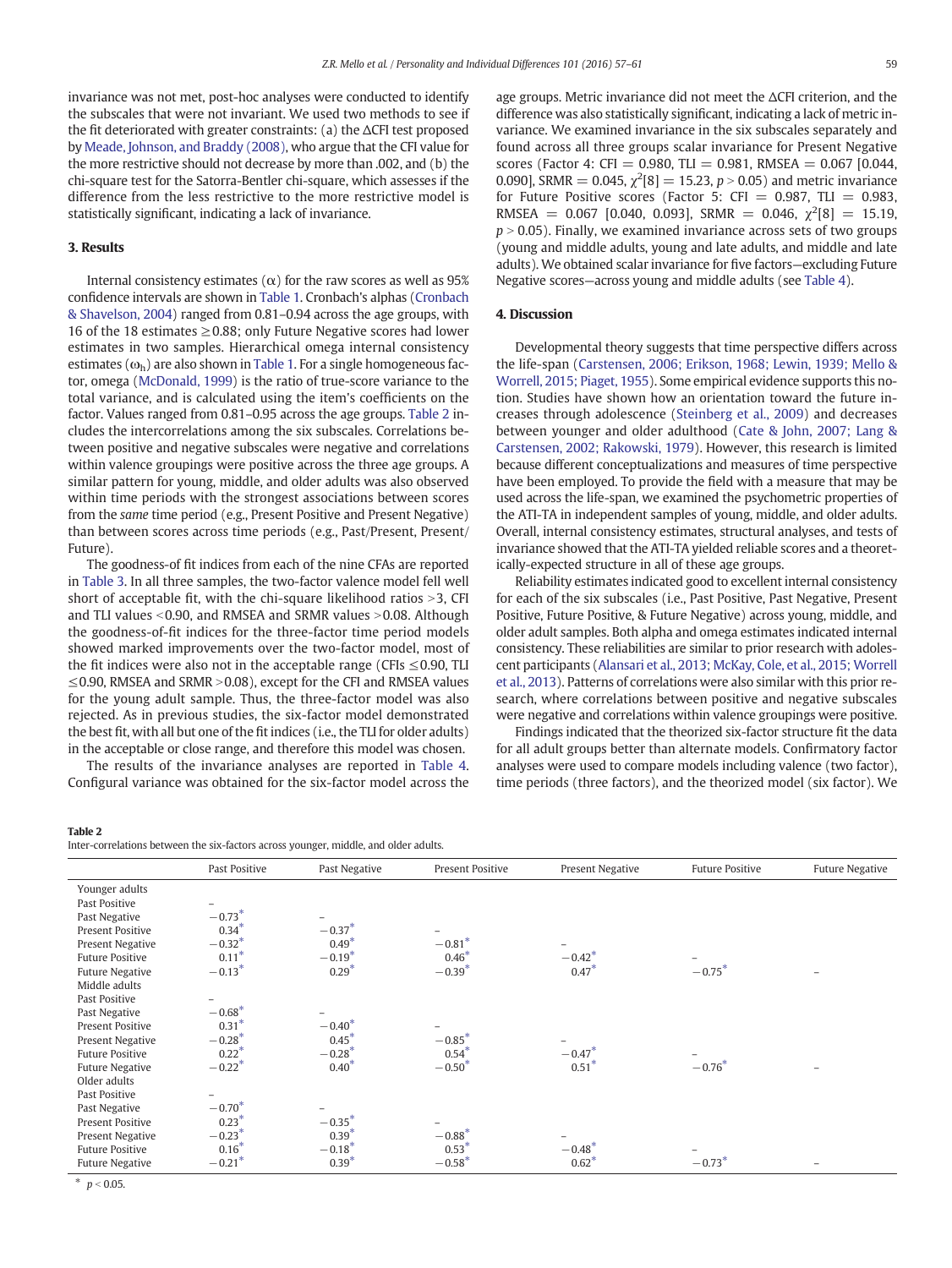invariance was not met, post-hoc analyses were conducted to identify the subscales that were not invariant. We used two methods to see if the fit deteriorated with greater constraints: (a) the ΔCFI test proposed by Meade, Johnson, and Braddy (2008), who argue that the CFI value for the more restrictive should not decrease by more than .002, and (b) the chi-square test for the Satorra-Bentler chi-square, which assesses if the difference from the less restrictive to the more restrictive model is statistically significant, indicating a lack of invariance.

## 3. Results

Internal consistency estimates (α) for the raw scores as well as 95% confidence intervals are shown in Table 1. Cronbach's alphas (Cronbach & Shavelson, 2004) ranged from 0.81–0.94 across the age groups, with 16 of the 18 estimates ≥0.88; only Future Negative scores had lower estimates in two samples. Hierarchical omega internal consistency estimates ($\omega_h$) are also shown in Table 1. For a single homogeneous factor, omega (McDonald, 1999) is the ratio of true-score variance to the total variance, and is calculated using the item's coefficients on the factor. Values ranged from 0.81–0.95 across the age groups. Table 2 includes the intercorrelations among the six subscales. Correlations between positive and negative subscales were negative and correlations within valence groupings were positive across the three age groups. A similar pattern for young, middle, and older adults was also observed within time periods with the strongest associations between scores from the *same* time period (e.g., Present Positive and Present Negative) than between scores across time periods (e.g., Past/Present, Present/Future).

The goodness-of fit indices from each of the nine CFAs are reported in Table 3. In all three samples, the two-factor valence model fell well short of acceptable fit, with the chi-square likelihood ratios >3, CFI and TLI values <0.90, and RMSEA and SRMR values >0.08. Although the goodness-of-fit indices for the three-factor time period models showed marked improvements over the two-factor model, most of the fit indices were also not in the acceptable range (CFIs ≤0.90, TLI ≤0.90, RMSEA and SRMR >0.08), except for the CFI and RMSEA values for the young adult sample. Thus, the three-factor model was also rejected. As in previous studies, the six-factor model demonstrated the best fit, with all but one of the fit indices (i.e., the TLI for older adults) in the acceptable or close range, and therefore this model was chosen.

The results of the invariance analyses are reported in Table 4. Configural variance was obtained for the six-factor model across the age groups. Metric invariance did not meet the ΔCFI criterion, and the difference was also statistically significant, indicating a lack of metric invariance. We examined invariance in the six subscales separately and found across all three groups scalar invariance for Present Negative scores (Factor 4: CFI = 0.980, TLI = 0.981, RMSEA = 0.067 [0.044, 0.090], SRMR = 0.045, $\chi^2[8] = 15.23$, $p > 0.05$) and metric invariance for Future Positive scores (Factor 5: CFI = 0.987, TLI = 0.983, RMSEA = 0.067 [0.040, 0.093], SRMR = 0.046, $\chi^2[8] = 15.19$, $p > 0.05$). Finally, we examined invariance across sets of two groups (young and middle adults, young and late adults, and middle and late adults). We obtained scalar invariance for five factors—excluding Future Negative scores—across young and middle adults (see Table 4).

## 4. Discussion

Developmental theory suggests that time perspective differs across the life-span (Carstensen, 2006; Erikson, 1968; Lewin, 1939; Mello & Worrell, 2015; Piaget, 1955). Some empirical evidence supports this notion. Studies have shown how an orientation toward the future increases through adolescence (Steinberg et al., 2009) and decreases between younger and older adulthood (Cate & John, 2007; Lang & Carstensen, 2002; Rakowski, 1979). However, this research is limited because different conceptualizations and measures of time perspective have been employed. To provide the field with a measure that may be used across the life-span, we examined the psychometric properties of the ATI-TA in independent samples of young, middle, and older adults. Overall, internal consistency estimates, structural analyses, and tests of invariance showed that the ATI-TA yielded reliable scores and a theoretically-expected structure in all of these age groups.

Reliability estimates indicated good to excellent internal consistency for each of the six subscales (i.e., Past Positive, Past Negative, Present Positive, Future Positive, & Future Negative) across young, middle, and older adult samples. Both alpha and omega estimates indicated internal consistency. These reliabilities are similar to prior research with adolescent participants (Alansari et al., 2013; McKay, Cole, et al., 2015; Worrell et al., 2013). Patterns of correlations were also similar with this prior research, where correlations between positive and negative subscales were negative and correlations within valence groupings were positive.

Findings indicated that the theorized six-factor structure fit the data for all adult groups better than alternate models. Confirmatory factor analyses were used to compare models including valence (two factor), time periods (three factors), and the theorized model (six factor). We

**Table 2**
Inter-correlations between the six-factors across younger, middle, and older adults.

| | Past Positive | Past Negative | Present Positive | Present Negative | Future Positive | Future Negative |
|---|---|---|---|---|---|---|
| Younger adults | | | | | | |
| Past Positive | – | | | | | |
| Past Negative | −0.73* | – | | | | |
| Present Positive | 0.34* | −0.37* | – | | | |
| Present Negative | −0.32* | 0.49* | −0.81* | – | | |
| Future Positive | 0.11* | −0.19* | 0.46* | −0.42* | – | |
| Future Negative | −0.13* | 0.29* | −0.39* | 0.47* | −0.75* | – |
| Middle adults | | | | | | |
| Past Positive | – | | | | | |
| Past Negative | −0.68* | – | | | | |
| Present Positive | 0.31* | −0.40* | – | | | |
| Present Negative | −0.28* | 0.45* | −0.85* | – | | |
| Future Positive | 0.22* | −0.28* | 0.54* | −0.47* | – | |
| Future Negative | −0.22* | 0.40* | −0.50* | 0.51* | −0.76* | – |
| Older adults | | | | | | |
| Past Positive | – | | | | | |
| Past Negative | −0.70* | – | | | | |
| Present Positive | 0.23* | −0.35* | – | | | |
| Present Negative | −0.23* | 0.39* | −0.88* | – | | |
| Future Positive | 0.16* | −0.18* | 0.53* | −0.48* | – | |
| Future Negative | −0.21* | 0.39* | −0.58* | 0.62* | −0.73* | – |

\* $p < 0.05$.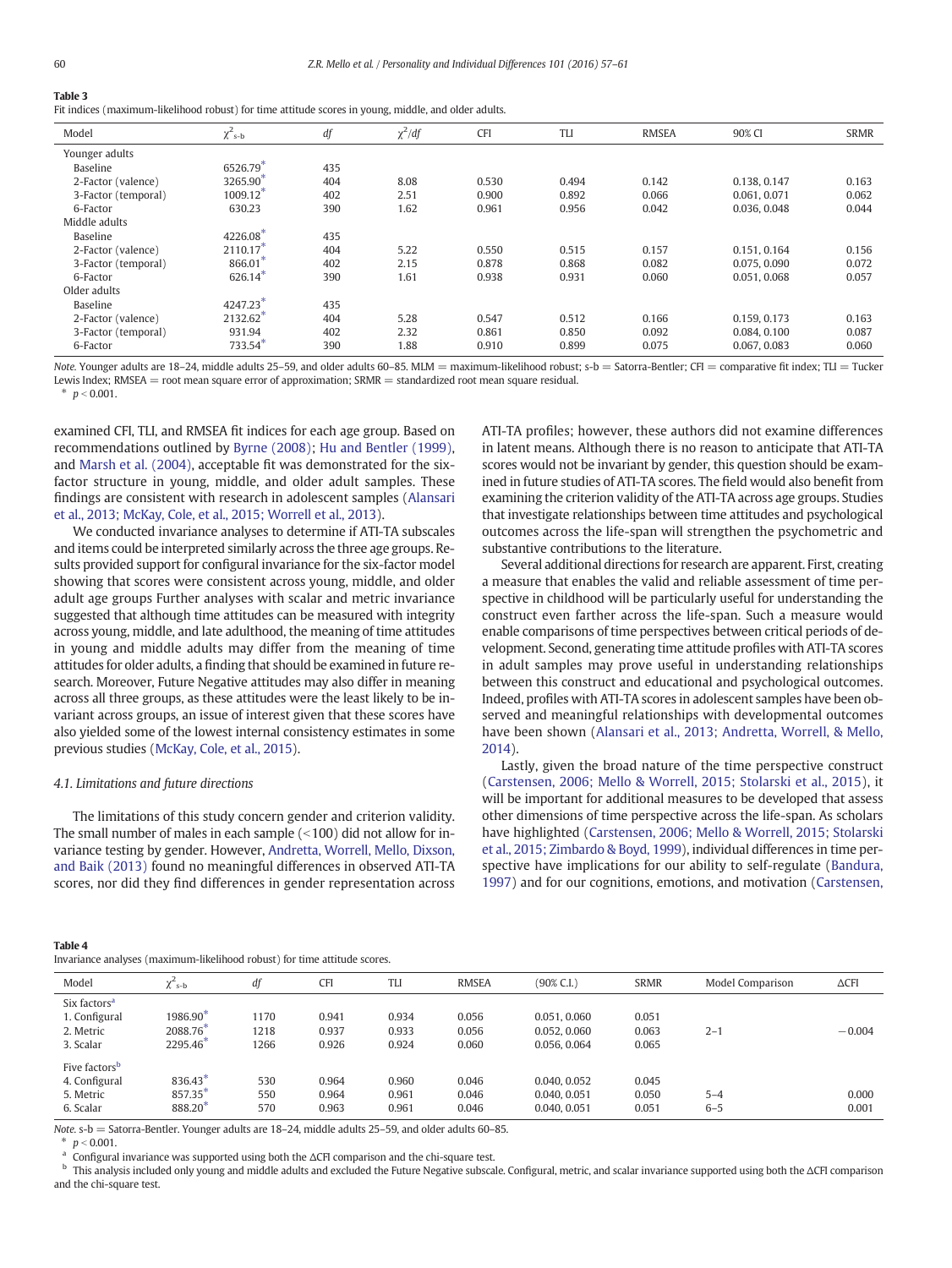**Table 3**
Fit indices (maximum-likelihood robust) for time attitude scores in young, middle, and older adults.

| Model | $\chi^2_{s\text{-}b}$ | df | $\chi^2/df$ | CFI | TLI | RMSEA | 90% CI | SRMR |
|---|---|---|---|---|---|---|---|---|
| Younger adults | | | | | | | | |
| Baseline | 6526.79* | 435 | | | | | | |
| 2-Factor (valence) | 3265.90* | 404 | 8.08 | 0.530 | 0.494 | 0.142 | 0.138, 0.147 | 0.163 |
| 3-Factor (temporal) | 1009.12* | 402 | 2.51 | 0.900 | 0.892 | 0.066 | 0.061, 0.071 | 0.062 |
| 6-Factor | 630.23 | 390 | 1.62 | 0.961 | 0.956 | 0.042 | 0.036, 0.048 | 0.044 |
| Middle adults | | | | | | | | |
| Baseline | 4226.08* | 435 | | | | | | |
| 2-Factor (valence) | 2110.17* | 404 | 5.22 | 0.550 | 0.515 | 0.157 | 0.151, 0.164 | 0.156 |
| 3-Factor (temporal) | 866.01* | 402 | 2.15 | 0.878 | 0.868 | 0.082 | 0.075, 0.090 | 0.072 |
| 6-Factor | 626.14* | 390 | 1.61 | 0.938 | 0.931 | 0.060 | 0.051, 0.068 | 0.057 |
| Older adults | | | | | | | | |
| Baseline | 4247.23* | 435 | | | | | | |
| 2-Factor (valence) | 2132.62* | 404 | 5.28 | 0.547 | 0.512 | 0.166 | 0.159, 0.173 | 0.163 |
| 3-Factor (temporal) | 931.94 | 402 | 2.32 | 0.861 | 0.850 | 0.092 | 0.084, 0.100 | 0.087 |
| 6-Factor | 733.54* | 390 | 1.88 | 0.910 | 0.899 | 0.075 | 0.067, 0.083 | 0.060 |

*Note.* Younger adults are 18–24, middle adults 25–59, and older adults 60–85. MLM = maximum-likelihood robust; s-b = Satorra-Bentler; CFI = comparative fit index; TLI = Tucker Lewis Index; RMSEA = root mean square error of approximation; SRMR = standardized root mean square residual.
\* $p < 0.001$.

examined CFI, TLI, and RMSEA fit indices for each age group. Based on recommendations outlined by Byrne (2008); Hu and Bentler (1999), and Marsh et al. (2004), acceptable fit was demonstrated for the six-factor structure in young, middle, and older adult samples. These findings are consistent with research in adolescent samples (Alansari et al., 2013; McKay, Cole, et al., 2015; Worrell et al., 2013).

We conducted invariance analyses to determine if ATI-TA subscales and items could be interpreted similarly across the three age groups. Results provided support for configural invariance for the six-factor model showing that scores were consistent across young, middle, and older adult age groups Further analyses with scalar and metric invariance suggested that although time attitudes can be measured with integrity across young, middle, and late adulthood, the meaning of time attitudes in young and middle adults may differ from the meaning of time attitudes for older adults, a finding that should be examined in future research. Moreover, Future Negative attitudes may also differ in meaning across all three groups, as these attitudes were the least likely to be invariant across groups, an issue of interest given that these scores have also yielded some of the lowest internal consistency estimates in some previous studies (McKay, Cole, et al., 2015).

### 4.1. Limitations and future directions

The limitations of this study concern gender and criterion validity. The small number of males in each sample (<100) did not allow for invariance testing by gender. However, Andretta, Worrell, Mello, Dixson, and Baik (2013) found no meaningful differences in observed ATI-TA scores, nor did they find differences in gender representation across ATI-TA profiles; however, these authors did not examine differences in latent means. Although there is no reason to anticipate that ATI-TA scores would not be invariant by gender, this question should be examined in future studies of ATI-TA scores. The field would also benefit from examining the criterion validity of the ATI-TA across age groups. Studies that investigate relationships between time attitudes and psychological outcomes across the life-span will strengthen the psychometric and substantive contributions to the literature.

Several additional directions for research are apparent. First, creating a measure that enables the valid and reliable assessment of time perspective in childhood will be particularly useful for understanding the construct even farther across the life-span. Such a measure would enable comparisons of time perspectives between critical periods of development. Second, generating time attitude profiles with ATI-TA scores in adult samples may prove useful in understanding relationships between this construct and educational and psychological outcomes. Indeed, profiles with ATI-TA scores in adolescent samples have been observed and meaningful relationships with developmental outcomes have been shown (Alansari et al., 2013; Andretta, Worrell, & Mello, 2014).

Lastly, given the broad nature of the time perspective construct (Carstensen, 2006; Mello & Worrell, 2015; Stolarski et al., 2015), it will be important for additional measures to be developed that assess other dimensions of time perspective across the life-span. As scholars have highlighted (Carstensen, 2006; Mello & Worrell, 2015; Stolarski et al., 2015; Zimbardo & Boyd, 1999), individual differences in time perspective have implications for our ability to self-regulate (Bandura, 1997) and for our cognitions, emotions, and motivation (Carstensen,

**Table 4**
Invariance analyses (maximum-likelihood robust) for time attitude scores.

| Model | $\chi^2_{s\text{-}b}$ | df | CFI | TLI | RMSEA | (90% C.I.) | SRMR | Model Comparison | ΔCFI |
|---|---|---|---|---|---|---|---|---|---|
| Six factors[a] | | | | | | | | | |
| 1. Configural | 1986.90* | 1170 | 0.941 | 0.934 | 0.056 | 0.051, 0.060 | 0.051 | | |
| 2. Metric | 2088.76* | 1218 | 0.937 | 0.933 | 0.056 | 0.052, 0.060 | 0.063 | 2–1 | −0.004 |
| 3. Scalar | 2295.46* | 1266 | 0.926 | 0.924 | 0.060 | 0.056, 0.064 | 0.065 | | |
| Five factors[b] | | | | | | | | | |
| 4. Configural | 836.43* | 530 | 0.964 | 0.960 | 0.046 | 0.040, 0.052 | 0.045 | | |
| 5. Metric | 857.35* | 550 | 0.964 | 0.961 | 0.046 | 0.040, 0.051 | 0.050 | 5–4 | 0.000 |
| 6. Scalar | 888.20* | 570 | 0.963 | 0.961 | 0.046 | 0.040, 0.051 | 0.051 | 6–5 | 0.001 |

*Note.* s-b = Satorra-Bentler. Younger adults are 18–24, middle adults 25–59, and older adults 60–85.
\* $p < 0.001$.
[a] Configural invariance was supported using both the ΔCFI comparison and the chi-square test.
[b] This analysis included only young and middle adults and excluded the Future Negative subscale. Configural, metric, and scalar invariance supported using both the ΔCFI comparison and the chi-square test.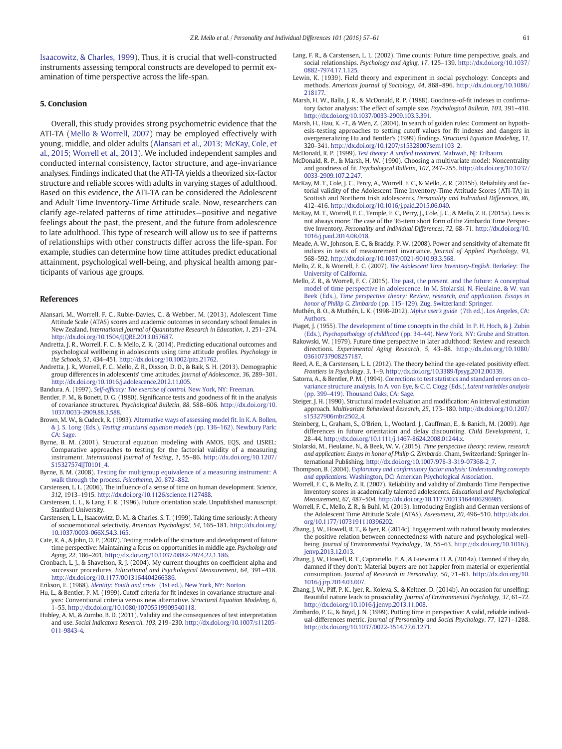Isaacowitz, & Charles, 1999). Thus, it is crucial that well-constructed instruments assessing temporal constructs are developed to permit examination of time perspective across the life-span.

## 5. Conclusion

Overall, this study provides strong psychometric evidence that the ATI-TA (Mello & Worrell, 2007) may be employed effectively with young, middle, and older adults (Alansari et al., 2013; McKay, Cole, et al., 2015; Worrell et al., 2013). We included independent samples and conducted internal consistency, factor structure, and age-invariance analyses. Findings indicated that the ATI-TA yields a theorized six-factor structure and reliable scores with adults in varying stages of adulthood. Based on this evidence, the ATI-TA can be considered the Adolescent and Adult Time Inventory-Time Attitude scale. Now, researchers can clarify age-related patterns of time attitudes—positive and negative feelings about the past, the present, and the future from adolescence to late adulthood. This type of research will allow us to see if patterns of relationships with other constructs differ across the life-span. For example, studies can determine how time attitudes predict educational attainment, psychological well-being, and physical health among participants of various age groups.

## References

Alansari, M., Worrell, F. C., Rubie-Davies, C., & Webber, M. (2013). Adolescent Time Attitude Scale (ATAS) scores and academic outcomes in secondary school females in New Zealand. *International Journal of Quantitative Research in Education*, *1*, 251–274. http://dx.doi.org/10.1504/IJQRE.2013.057687.

Andretta, J. R., Worrell, F. C., & Mello, Z. R. (2014). Predicting educational outcomes and psychological wellbeing in adolescents using time attitude profiles. *Psychology in the Schools*, *51*, 434–451. http://dx.doi.org/10.1002/pits.21762.

Andretta, J. R., Worrell, F. C., Mello, Z. R., Dixson, D. D., & Baik, S. H. (2013). Demographic group differences in adolescents' time attitudes. *Journal of Adolescence*, *36*, 289–301. http://dx.doi.org/10.1016/j.adolescence.2012.11.005.

Bandura, A. (1997). *Self-efficacy: The exercise of control.* New York, NY: Freeman.

Bentler, P. M., & Bonett, D. G. (1980). Significance tests and goodness of fit in the analysis of covariance structures. *Psychological Bulletin*, *88*, 588–606. http://dx.doi.org/10.1037/0033-2909.88.3.588.

Brown, M. W., & Cudeck, R. (1993). Alternative ways of assessing model fit. In K. A. Bollen, & J. S. Long (Eds.), *Testing structural equation models* (pp. 136–162). Newbury Park: CA: Sage.

Byrne, B. M. (2001). Structural equation modeling with AMOS, EQS, and LISREL: Comparative approaches to testing for the factorial validity of a measuring instrument. *International Journal of Testing*, *1*, 55–86. http://dx.doi.org/10.1207/S15327574IJT0101_4.

Byrne, B. M. (2008). Testing for multigroup equivalence of a measuring instrument: A walk through the process. *Psicothema*, *20*, 872–882.

Carstensen, L. L. (2006). The influence of a sense of time on human development. *Science*, *312*, 1913–1915. http://dx.doi.org/10.1126/science.1127488.

Carstensen, L. L., & Lang, F. R. (1996). Future orientation scale. Unpublished manuscript. Stanford University.

Carstensen, L. L., Isaacowitz, D. M., & Charles, S. T. (1999). Taking time seriously: A theory of socioemotional selectivity. *American Psychologist*, *54*, 165–181. http://dx.doi.org/10.1037/0003-066X.54.3.165.

Cate, R. A., & John, O. P. (2007). Testing models of the structure and development of future time perspective: Maintaining a focus on opportunities in middle age. *Psychology and Aging*, *22*, 186–201. http://dx.doi.org/10.1037/0882-7974.22.1.186.

Cronbach, L. J., & Shavelson, R. J. (2004). My current thoughts on coefficient alpha and successor procedures. *Educational and Psychological Measurement*, *64*, 391–418. http://dx.doi.org/10.1177/0013164404266386.

Erikson, E. (1968). *Identity: Youth and crisis* (1st ed.). New York, NY: Norton.

Hu, L., & Bentler, P. M. (1999). Cutoff criteria for fit indexes in covariance structure analysis: Conventional criteria versus new alternative. *Structural Equation Modeling*, *6*, 1–55. http://dx.doi.org/10.1080/10705519909540118.

Hubley, A. M., & Zumbo, B. D. (2011). Validity and the consequences of test interpretation and use. *Social Indicators Research*, *103*, 219–230. http://dx.doi.org/10.1007/s11205-011-9843-4.

Lang, F. R., & Carstensen, L. L. (2002). Time counts: Future time perspective, goals, and social relationships. *Psychology and Aging*, *17*, 125–139. http://dx.doi.org/10.1037/0882-7974.17.1.125.

Lewin, K. (1939). Field theory and experiment in social psychology: Concepts and methods. *American Journal of Sociology*, *44*, 868–896. http://dx.doi.org/10.1086/218177.

Marsh, H. W., Balla, J. R., & McDonald, R. P. (1988). Goodness-of-fit indexes in confirmatory factor analysis: The effect of sample size. *Psychological Bulletin*, *103*, 391–410. http://dx.doi.org/10.1037/0033-2909.103.3.391.

Marsh, H., Hau, K. -T., & Wen, Z. (2004). In search of golden rules: Comment on hypothesis-testing approaches to setting cutoff values for fit indexes and dangers in overgeneralizing Hu and Bentler's (1999) findings. *Structural Equation Modeling*, *11*, 320–341. http://dx.doi.org/10.1207/s15328007sem1103_2.

McDonald, R. P. (1999). *Test theory: A unified treatment.* Mahwah, NJ: Erlbaum.

McDonald, R. P., & Marsh, H. W. (1990). Choosing a multivariate model: Noncentrality and goodness of fit. *Psychological Bulletin*, *107*, 247–255. http://dx.doi.org/10.1037/0033-2909.107.2.247.

McKay, M. T., Cole, J. C., Percy, A., Worrell, F. C., & Mello, Z. R. (2015b). Reliability and factorial validity of the Adolescent Time Inventory-Time Attitude Scores (ATI-TA) in Scottish and Northern Irish adolescents. *Personality and Individual Differences*, *86*, 412–416. http://dx.doi.org/10.1016/j.paid.2015.06.040.

McKay, M. T., Worrell, F. C., Temple, E. C., Perry, J., Cole, J. C., & Mello, Z. R. (2015a). Less is not always more: The case of the 36-item short form of the Zimbardo Time Perspective Inventory. *Personality and Individual Differences*, *72*, 68–71. http://dx.doi.org/10.1016/j.paid.2014.08.018.

Meade, A. W., Johnson, E. C., & Braddy, P. W. (2008). Power and sensitivity of alternate fit indices in tests of measurement invariance. *Journal of Applied Psychology*, *93*, 568–592. http://dx.doi.org/10.1037/0021-9010.93.3.568.

Mello, Z. R., & Worrell, F. C. (2007). *The Adolescent Time Inventory-English.* Berkeley: The University of California.

Mello, Z. R., & Worrell, F. C. (2015). The past, the present, and the future: A conceptual model of time perspective in adolescence. In M. Stolarski, N. Fieulaine, & W. van Beek (Eds.), *Time perspective theory: Review, research, and application. Essays in honor of Phillip G. Zimbardo* (pp. 115–129). Zug, Switzerland: Springer.

Muthén, B. O., & Muthén, L. K. (1998-2012). *Mplus user's guide* (7th ed.). Los Angeles, CA: Authors.

Piaget, J. (1955). The development of time concepts in the child. In P. H. Hoch, & J. Zubin (Eds.), *Psychopathology of childhood* (pp. 34–44). New York, NY: Grube and Stratton.

Rakowski, W. (1979). Future time perspective in later adulthood: Review and research directions. *Experimental Aging Research*, *5*, 43–88. http://dx.doi.org/10.1080/03610737908257187.

Reed, A. E., & Carstensen, L. L. (2012). The theory behind the age-related positivity effect. *Frontiers in Psychology*, *3*, 1–9. http://dx.doi.org/10.3389/fpsyg.2012.00339.

Satorra, A., & Bentler, P. M. (1994). Corrections to test statistics and standard errors on covariance structure analysis. In A. von Eye, & C. C. Clogg (Eds.), *Latent variables analysis* (pp. 399–419). Thousand Oaks, CA: Sage.

Steiger, J. H. (1990). Structural model evaluation and modification: An interval estimation approach. *Multivariate Behavioral Research*, *25*, 173–180. http://dx.doi.org/10.1207/s15327906mbr2502_4.

Steinberg, L., Graham, S., O'Brien, L., Woolard, J., Cauffman, E., & Banich, M. (2009). Age differences in future orientation and delay discounting. *Child Development*, *1*, 28–44. http://dx.doi.org/10.1111/j.1467-8624.2008.01244.x.

Stolarski, M., Fieulaine, N., & Beek, W. V. (2015). *Time perspective theory; review, research and application: Essays in honor of Philip G. Zimbardo.* Cham, Switzerland: Springer International Publishing. http://dx.doi.org/10.1007/978-3-319-07368-2_7.

Thompson, B. (2004). *Exploratory and confirmatory factor analysis: Understanding concepts and applications.* Washington, DC: American Psychological Association.

Worrell, F. C., & Mello, Z. R. (2007). Reliability and validity of Zimbardo Time Perspective Inventory scores in academically talented adolescents. *Educational and Psychological Measurement*, *67*, 487–504. http://dx.doi.org/10.1177/0013164406296985.

Worrell, F. C., Mello, Z. R., & Buhl, M. (2013). Introducing English and German versions of the Adolescent Time Attitude Scale (ATAS). *Assessment*, *20*, 496–510. http://dx.doi.org/10.1177/1073191110396202.

Zhang, J. W., Howell, R. T., & Iyer, R. (2014c). Engagement with natural beauty moderates the positive relation between connectedness with nature and psychological wellbeing. *Journal of Environmental Psychology*, *38*, 55–63. http://dx.doi.org/10.1016/j.jenvp.2013.12.013.

Zhang, J. W., Howell, R. T., Caprariello, P. A., & Guevarra, D. A. (2014a). Damned if they do, damned if they don't: Material buyers are not happier from material or experiential consumption. *Journal of Research in Personality*, *50*, 71–83. http://dx.doi.org/10.1016/j.jrp.2014.03.007.

Zhang, J. W., Piff, P. K., Iyer, R., Koleva, S., & Keltner, D. (2014b). An occasion for unselfing: Beautiful nature leads to prosociality. *Journal of Environmental Psychology*, *37*, 61–72. http://dx.doi.org/10.1016/j.jenvp.2013.11.008.

Zimbardo, P. G., & Boyd, J. N. (1999). Putting time in perspective: A valid, reliable individual-differences metric. *Journal of Personality and Social Psychology*, *77*, 1271–1288. http://dx.doi.org/10.1037/0022-3514.77.6.1271.